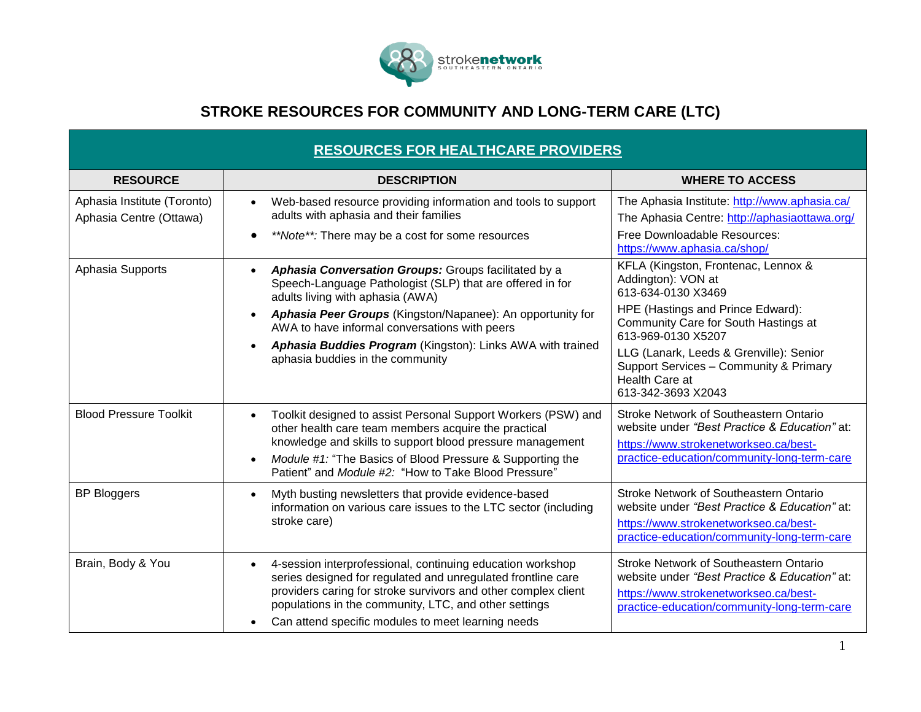# STROKE RESOURCES FOR COMMUNITY AND LONG-TERM CARE (LTC)

| RESOURCES FOR HEALTHCARE PROVIDERS | | |
|---|---|---|
| **RESOURCE** | **DESCRIPTION** | **WHERE TO ACCESS** |
| Aphasia Institute (Toronto)<br>Aphasia Centre (Ottawa) | • Web-based resource providing information and tools to support adults with aphasia and their families<br>• ***Note**:* There may be a cost for some resources | The Aphasia Institute: http://www.aphasia.ca/<br>The Aphasia Centre: http://aphasiaottawa.org/<br>Free Downloadable Resources: https://www.aphasia.ca/shop/ |
| Aphasia Supports | • ***Aphasia Conversation Groups:*** Groups facilitated by a Speech-Language Pathologist (SLP) that are offered in for adults living with aphasia (AWA)<br>• ***Aphasia Peer Groups*** (Kingston/Napanee): An opportunity for AWA to have informal conversations with peers<br>• ***Aphasia Buddies Program*** (Kingston): Links AWA with trained aphasia buddies in the community | KFLA (Kingston, Frontenac, Lennox & Addington): VON at 613-634-0130 X3469<br>HPE (Hastings and Prince Edward): Community Care for South Hastings at 613-969-0130 X5207<br>LLG (Lanark, Leeds & Grenville): Senior Support Services – Community & Primary Health Care at 613-342-3693 X2043 |
| Blood Pressure Toolkit | • Toolkit designed to assist Personal Support Workers (PSW) and other health care team members acquire the practical knowledge and skills to support blood pressure management<br>• *Module #1:* "The Basics of Blood Pressure & Supporting the Patient" and *Module #2:* "How to Take Blood Pressure" | Stroke Network of Southeastern Ontario website under *"Best Practice & Education"* at:<br>https://www.strokenetworkseo.ca/best-practice-education/community-long-term-care |
| BP Bloggers | • Myth busting newsletters that provide evidence-based information on various care issues to the LTC sector (including stroke care) | Stroke Network of Southeastern Ontario website under *"Best Practice & Education"* at:<br>https://www.strokenetworkseo.ca/best-practice-education/community-long-term-care |
| Brain, Body & You | • 4-session interprofessional, continuing education workshop series designed for regulated and unregulated frontline care providers caring for stroke survivors and other complex client populations in the community, LTC, and other settings<br>• Can attend specific modules to meet learning needs | Stroke Network of Southeastern Ontario website under *"Best Practice & Education"* at:<br>https://www.strokenetworkseo.ca/best-practice-education/community-long-term-care |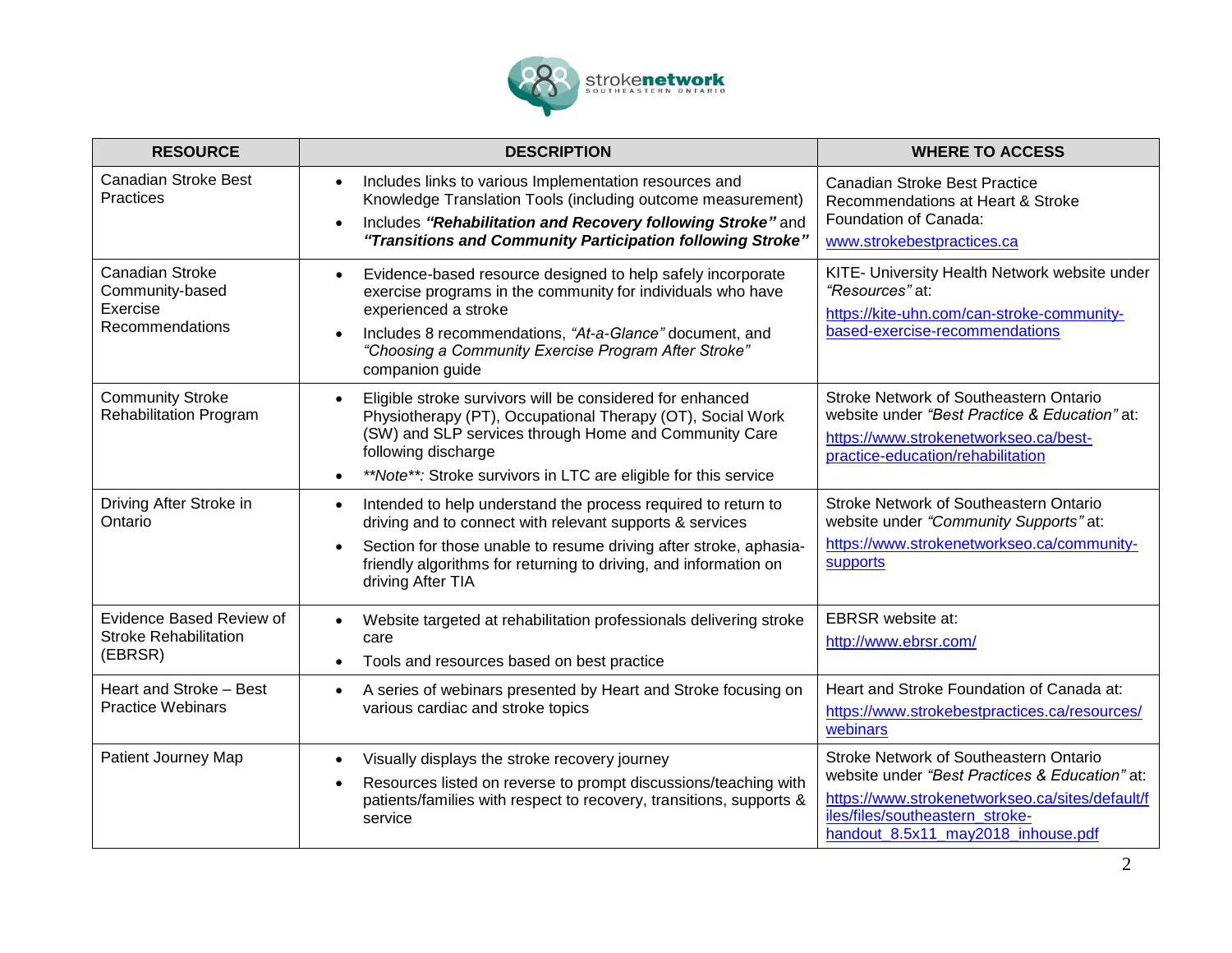| RESOURCE | DESCRIPTION | WHERE TO ACCESS |
|---|---|---|
| Canadian Stroke Best Practices | • Includes links to various Implementation resources and Knowledge Translation Tools (including outcome measurement)<br>• Includes ***"Rehabilitation and Recovery following Stroke"*** and ***"Transitions and Community Participation following Stroke"*** | Canadian Stroke Best Practice Recommendations at Heart & Stroke Foundation of Canada:<br>www.strokebestpractices.ca |
| Canadian Stroke Community-based Exercise Recommendations | • Evidence-based resource designed to help safely incorporate exercise programs in the community for individuals who have experienced a stroke<br>• Includes 8 recommendations, *"At-a-Glance"* document, and *"Choosing a Community Exercise Program After Stroke"* companion guide | KITE- University Health Network website under *"Resources"* at:<br>https://kite-uhn.com/can-stroke-community-based-exercise-recommendations |
| Community Stroke Rehabilitation Program | • Eligible stroke survivors will be considered for enhanced Physiotherapy (PT), Occupational Therapy (OT), Social Work (SW) and SLP services through Home and Community Care following discharge<br>• *\*\*Note\*\*:* Stroke survivors in LTC are eligible for this service | Stroke Network of Southeastern Ontario website under *"Best Practice & Education"* at:<br>https://www.strokenetworkseo.ca/best-practice-education/rehabilitation |
| Driving After Stroke in Ontario | • Intended to help understand the process required to return to driving and to connect with relevant supports & services<br>• Section for those unable to resume driving after stroke, aphasia-friendly algorithms for returning to driving, and information on driving After TIA | Stroke Network of Southeastern Ontario website under *"Community Supports"* at:<br>https://www.strokenetworkseo.ca/community-supports |
| Evidence Based Review of Stroke Rehabilitation (EBRSR) | • Website targeted at rehabilitation professionals delivering stroke care<br>• Tools and resources based on best practice | EBRSR website at:<br>http://www.ebrsr.com/ |
| Heart and Stroke – Best Practice Webinars | • A series of webinars presented by Heart and Stroke focusing on various cardiac and stroke topics | Heart and Stroke Foundation of Canada at:<br>https://www.strokebestpractices.ca/resources/webinars |
| Patient Journey Map | • Visually displays the stroke recovery journey<br>• Resources listed on reverse to prompt discussions/teaching with patients/families with respect to recovery, transitions, supports & service | Stroke Network of Southeastern Ontario website under *"Best Practices & Education"* at:<br>https://www.strokenetworkseo.ca/sites/default/files/files/southeastern_stroke-handout_8.5x11_may2018_inhouse.pdf |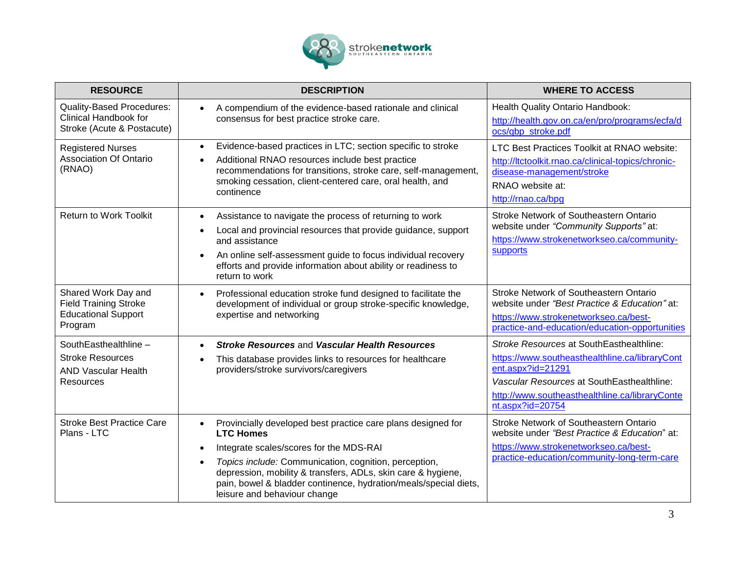| RESOURCE | DESCRIPTION | WHERE TO ACCESS |
|---|---|---|
| Quality-Based Procedures: Clinical Handbook for Stroke (Acute & Postacute) | • A compendium of the evidence-based rationale and clinical consensus for best practice stroke care. | Health Quality Ontario Handbook: http://health.gov.on.ca/en/pro/programs/ecfa/docs/qbp_stroke.pdf |
| Registered Nurses Association Of Ontario (RNAO) | • Evidence-based practices in LTC; section specific to stroke<br>• Additional RNAO resources include best practice recommendations for transitions, stroke care, self-management, smoking cessation, client-centered care, oral health, and continence | LTC Best Practices Toolkit at RNAO website: http://ltctoolkit.rnao.ca/clinical-topics/chronic-disease-management/stroke<br>RNAO website at: http://rnao.ca/bpg |
| Return to Work Toolkit | • Assistance to navigate the process of returning to work<br>• Local and provincial resources that provide guidance, support and assistance<br>• An online self-assessment guide to focus individual recovery efforts and provide information about ability or readiness to return to work | Stroke Network of Southeastern Ontario website under *"Community Supports"* at: https://www.strokenetworkseo.ca/community-supports |
| Shared Work Day and Field Training Stroke Educational Support Program | • Professional education stroke fund designed to facilitate the development of individual or group stroke-specific knowledge, expertise and networking | Stroke Network of Southeastern Ontario website under *"Best Practice & Education"* at: https://www.strokenetworkseo.ca/best-practice-and-education/education-opportunities |
| SouthEasthealthline – Stroke Resources AND Vascular Health Resources | • ***Stroke Resources*** and ***Vascular Health Resources***<br>• This database provides links to resources for healthcare providers/stroke survivors/caregivers | *Stroke Resources* at SouthEasthealthline: https://www.southeasthealthline.ca/libraryContent.aspx?id=21291<br>*Vascular Resources* at SouthEasthealthline: http://www.southeasthealthline.ca/libraryContent.aspx?id=20754 |
| Stroke Best Practice Care Plans - LTC | • Provincially developed best practice care plans designed for **LTC Homes**<br>• Integrate scales/scores for the MDS-RAI<br>• *Topics include:* Communication, cognition, perception, depression, mobility & transfers, ADLs, skin care & hygiene, pain, bowel & bladder continence, hydration/meals/special diets, leisure and behaviour change | Stroke Network of Southeastern Ontario website under *"Best Practice & Education"* at: https://www.strokenetworkseo.ca/best-practice-education/community-long-term-care |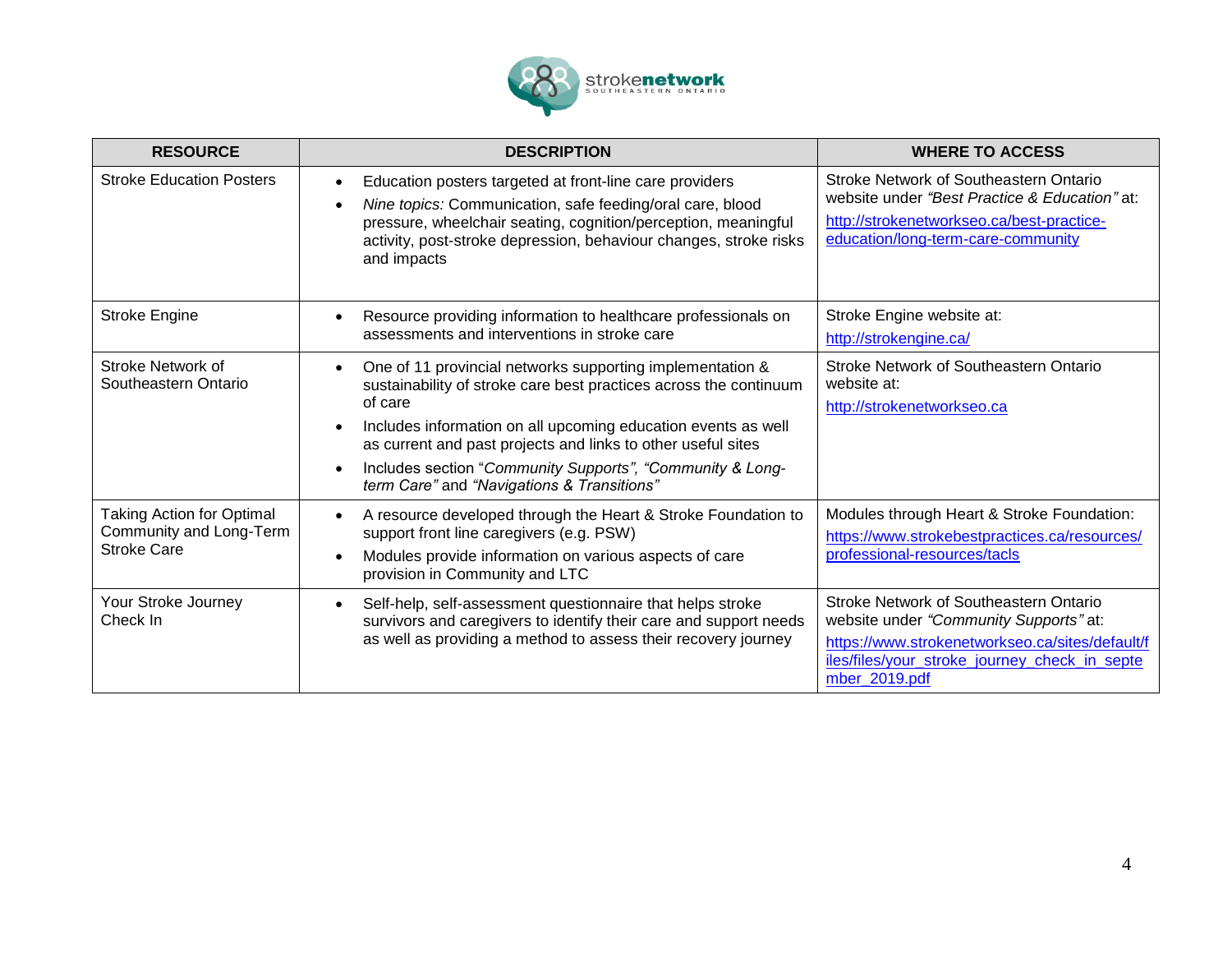| RESOURCE | DESCRIPTION | WHERE TO ACCESS |
|---|---|---|
| Stroke Education Posters | • Education posters targeted at front-line care providers<br>• *Nine topics:* Communication, safe feeding/oral care, blood pressure, wheelchair seating, cognition/perception, meaningful activity, post-stroke depression, behaviour changes, stroke risks and impacts | Stroke Network of Southeastern Ontario website under *"Best Practice & Education"* at:<br>http://strokenetworkseo.ca/best-practice-education/long-term-care-community |
| Stroke Engine | • Resource providing information to healthcare professionals on assessments and interventions in stroke care | Stroke Engine website at:<br>http://strokengine.ca/ |
| Stroke Network of Southeastern Ontario | • One of 11 provincial networks supporting implementation & sustainability of stroke care best practices across the continuum of care<br>• Includes information on all upcoming education events as well as current and past projects and links to other useful sites<br>• Includes section "*Community Supports", "Community & Long-term Care"* and *"Navigations & Transitions"* | Stroke Network of Southeastern Ontario website at:<br>http://strokenetworkseo.ca |
| Taking Action for Optimal Community and Long-Term Stroke Care | • A resource developed through the Heart & Stroke Foundation to support front line caregivers (e.g. PSW)<br>• Modules provide information on various aspects of care provision in Community and LTC | Modules through Heart & Stroke Foundation:<br>https://www.strokebestpractices.ca/resources/professional-resources/tacls |
| Your Stroke Journey Check In | • Self-help, self-assessment questionnaire that helps stroke survivors and caregivers to identify their care and support needs as well as providing a method to assess their recovery journey | Stroke Network of Southeastern Ontario website under *"Community Supports"* at:<br>https://www.strokenetworkseo.ca/sites/default/files/files/your_stroke_journey_check_in_september_2019.pdf |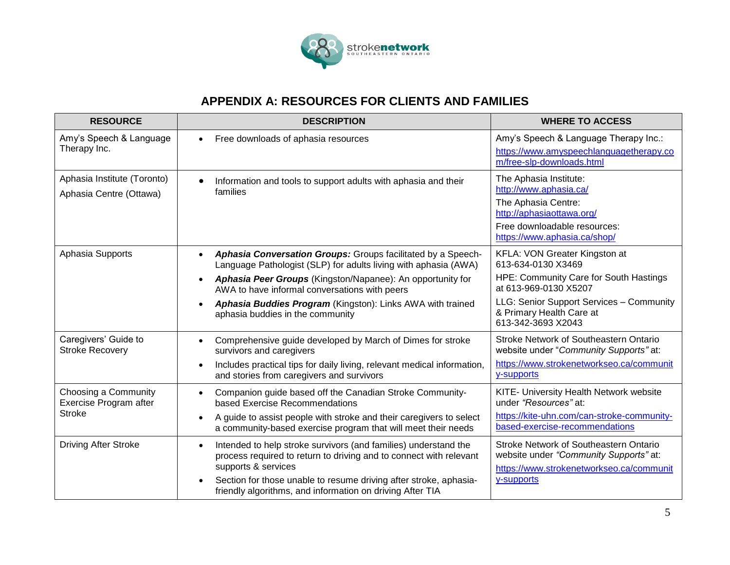## APPENDIX A: RESOURCES FOR CLIENTS AND FAMILIES

| RESOURCE | DESCRIPTION | WHERE TO ACCESS |
|---|---|---|
| Amy's Speech & Language Therapy Inc. | • Free downloads of aphasia resources | Amy's Speech & Language Therapy Inc.: https://www.amyspeechlanguagetherapy.com/free-slp-downloads.html |
| Aphasia Institute (Toronto)<br>Aphasia Centre (Ottawa) | • Information and tools to support adults with aphasia and their families | The Aphasia Institute: http://www.aphasia.ca/<br>The Aphasia Centre: http://aphasiaottawa.org/<br>Free downloadable resources: https://www.aphasia.ca/shop/ |
| Aphasia Supports | • ***Aphasia Conversation Groups:*** Groups facilitated by a Speech-Language Pathologist (SLP) for adults living with aphasia (AWA)<br>• ***Aphasia Peer Groups*** (Kingston/Napanee): An opportunity for AWA to have informal conversations with peers<br>• ***Aphasia Buddies Program*** (Kingston): Links AWA with trained aphasia buddies in the community | KFLA: VON Greater Kingston at 613-634-0130 X3469<br>HPE: Community Care for South Hastings at 613-969-0130 X5207<br>LLG: Senior Support Services – Community & Primary Health Care at 613-342-3693 X2043 |
| Caregivers' Guide to Stroke Recovery | • Comprehensive guide developed by March of Dimes for stroke survivors and caregivers<br>• Includes practical tips for daily living, relevant medical information, and stories from caregivers and survivors | Stroke Network of Southeastern Ontario website under "*Community Supports"* at: https://www.strokenetworkseo.ca/community-supports |
| Choosing a Community Exercise Program after Stroke | • Companion guide based off the Canadian Stroke Community-based Exercise Recommendations<br>• A guide to assist people with stroke and their caregivers to select a community-based exercise program that will meet their needs | KITE- University Health Network website under *"Resources"* at: https://kite-uhn.com/can-stroke-community-based-exercise-recommendations |
| Driving After Stroke | • Intended to help stroke survivors (and families) understand the process required to return to driving and to connect with relevant supports & services<br>• Section for those unable to resume driving after stroke, aphasia-friendly algorithms, and information on driving After TIA | Stroke Network of Southeastern Ontario website under *"Community Supports"* at: https://www.strokenetworkseo.ca/community-supports |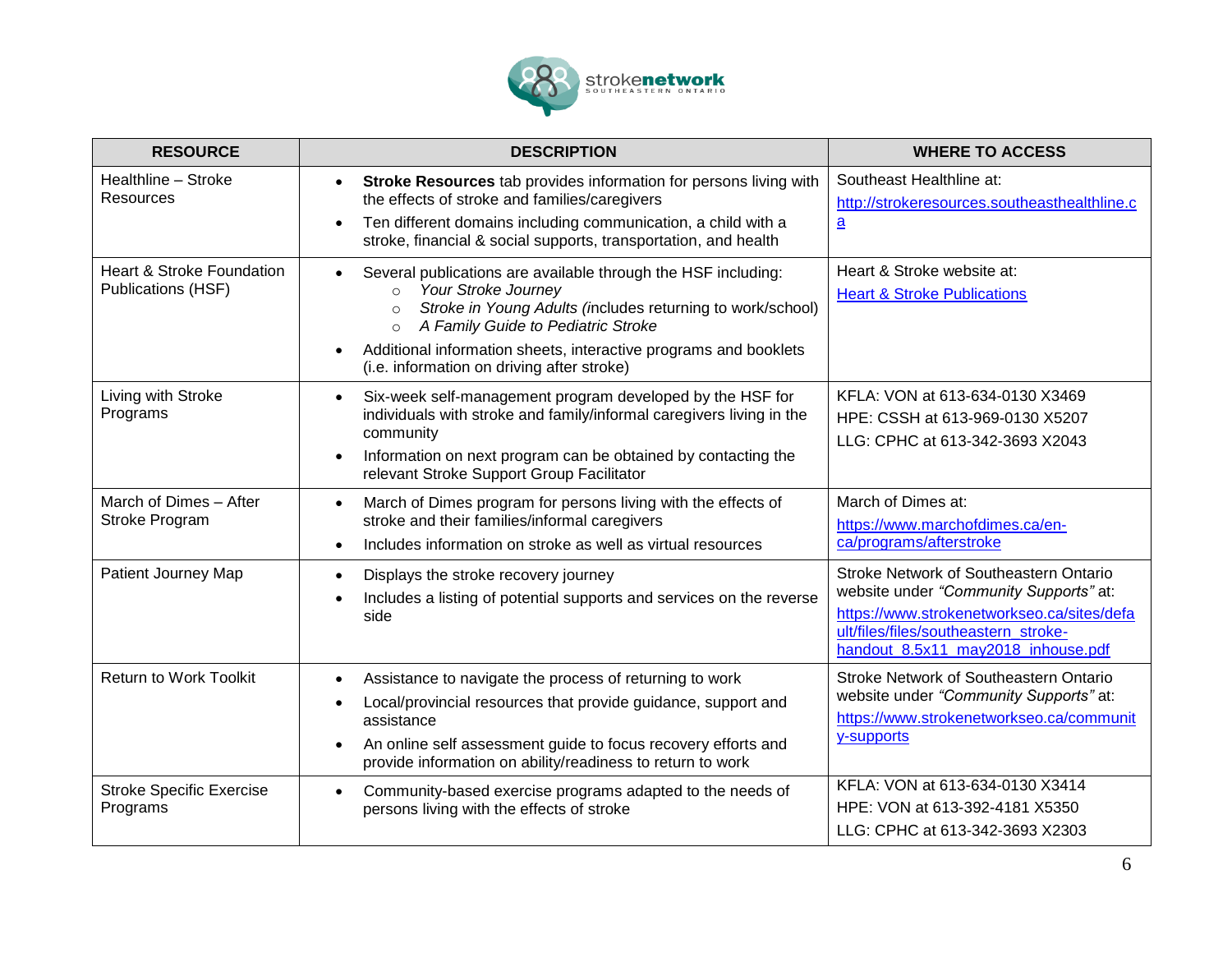| RESOURCE | DESCRIPTION | WHERE TO ACCESS |
|---|---|---|
| Healthline – Stroke Resources | • **Stroke Resources** tab provides information for persons living with the effects of stroke and families/caregivers<br>• Ten different domains including communication, a child with a stroke, financial & social supports, transportation, and health | Southeast Healthline at:<br>http://strokeresources.southeasthealthline.ca |
| Heart & Stroke Foundation Publications (HSF) | • Several publications are available through the HSF including:<br>  ○ *Your Stroke Journey*<br>  ○ *Stroke in Young Adults (*includes returning to work/school)<br>  ○ *A Family Guide to Pediatric Stroke*<br>• Additional information sheets, interactive programs and booklets (i.e. information on driving after stroke) | Heart & Stroke website at:<br>Heart & Stroke Publications |
| Living with Stroke Programs | • Six-week self-management program developed by the HSF for individuals with stroke and family/informal caregivers living in the community<br>• Information on next program can be obtained by contacting the relevant Stroke Support Group Facilitator | KFLA: VON at 613-634-0130 X3469<br>HPE: CSSH at 613-969-0130 X5207<br>LLG: CPHC at 613-342-3693 X2043 |
| March of Dimes – After Stroke Program | • March of Dimes program for persons living with the effects of stroke and their families/informal caregivers<br>• Includes information on stroke as well as virtual resources | March of Dimes at:<br>https://www.marchofdimes.ca/en-ca/programs/afterstroke |
| Patient Journey Map | • Displays the stroke recovery journey<br>• Includes a listing of potential supports and services on the reverse side | Stroke Network of Southeastern Ontario website under *"Community Supports"* at:<br>https://www.strokenetworkseo.ca/sites/default/files/files/southeastern_stroke-handout_8.5x11_may2018_inhouse.pdf |
| Return to Work Toolkit | • Assistance to navigate the process of returning to work<br>• Local/provincial resources that provide guidance, support and assistance<br>• An online self assessment guide to focus recovery efforts and provide information on ability/readiness to return to work | Stroke Network of Southeastern Ontario website under *"Community Supports"* at:<br>https://www.strokenetworkseo.ca/community-supports |
| Stroke Specific Exercise Programs | • Community-based exercise programs adapted to the needs of persons living with the effects of stroke | KFLA: VON at 613-634-0130 X3414<br>HPE: VON at 613-392-4181 X5350<br>LLG: CPHC at 613-342-3693 X2303 |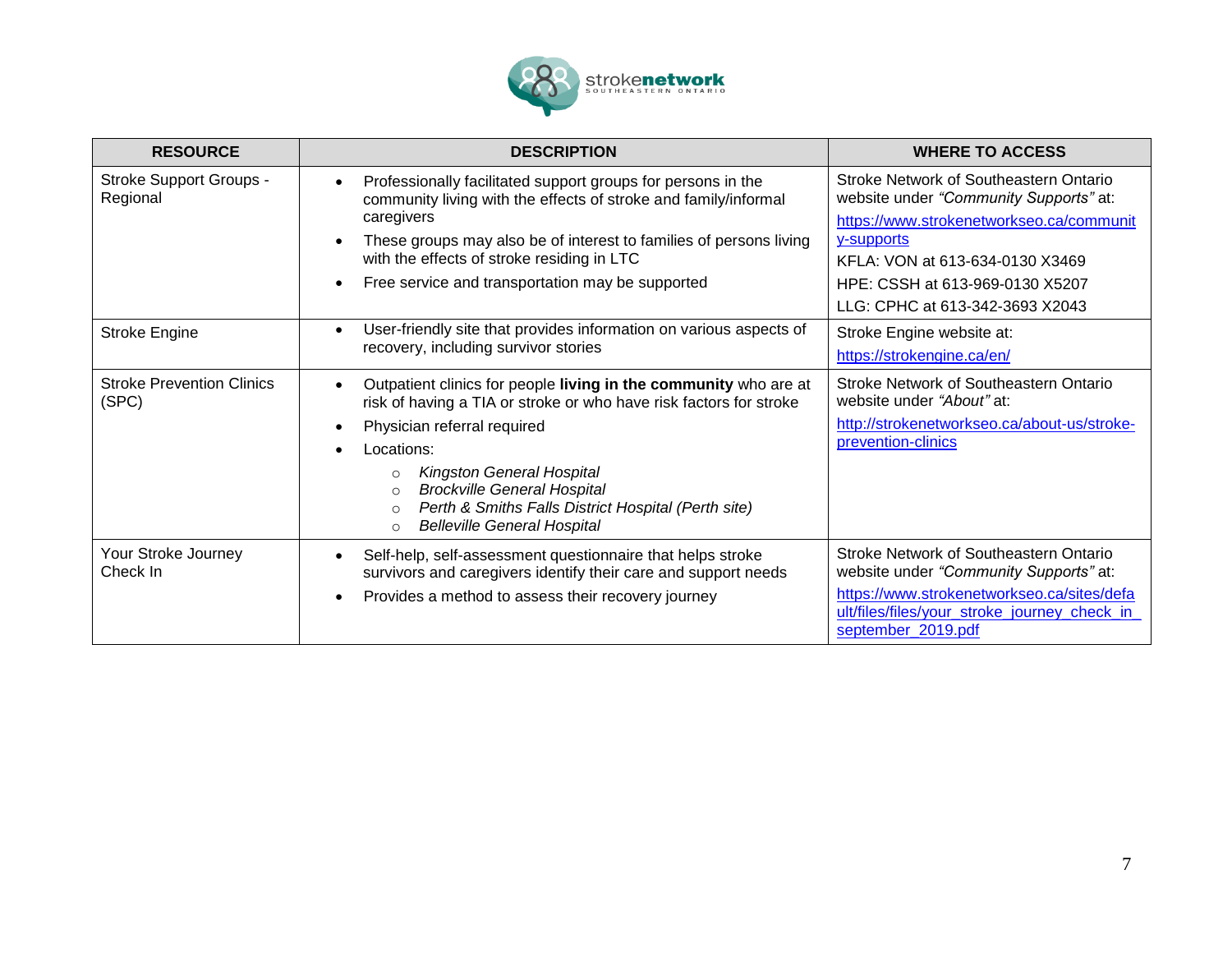| RESOURCE | DESCRIPTION | WHERE TO ACCESS |
|---|---|---|
| Stroke Support Groups - Regional | • Professionally facilitated support groups for persons in the community living with the effects of stroke and family/informal caregivers<br>• These groups may also be of interest to families of persons living with the effects of stroke residing in LTC<br>• Free service and transportation may be supported | Stroke Network of Southeastern Ontario website under *"Community Supports"* at:<br>https://www.strokenetworkseo.ca/community-supports<br>KFLA: VON at 613-634-0130 X3469<br>HPE: CSSH at 613-969-0130 X5207<br>LLG: CPHC at 613-342-3693 X2043 |
| Stroke Engine | • User-friendly site that provides information on various aspects of recovery, including survivor stories | Stroke Engine website at:<br>https://strokengine.ca/en/ |
| Stroke Prevention Clinics (SPC) | • Outpatient clinics for people **living in the community** who are at risk of having a TIA or stroke or who have risk factors for stroke<br>• Physician referral required<br>• Locations:<br>○ *Kingston General Hospital*<br>○ *Brockville General Hospital*<br>○ *Perth & Smiths Falls District Hospital (Perth site)*<br>○ *Belleville General Hospital* | Stroke Network of Southeastern Ontario website under *"About"* at:<br>http://strokenetworkseo.ca/about-us/stroke-prevention-clinics |
| Your Stroke Journey Check In | • Self-help, self-assessment questionnaire that helps stroke survivors and caregivers identify their care and support needs<br>• Provides a method to assess their recovery journey | Stroke Network of Southeastern Ontario website under *"Community Supports"* at:<br>https://www.strokenetworkseo.ca/sites/default/files/files/your_stroke_journey_check_in_september_2019.pdf |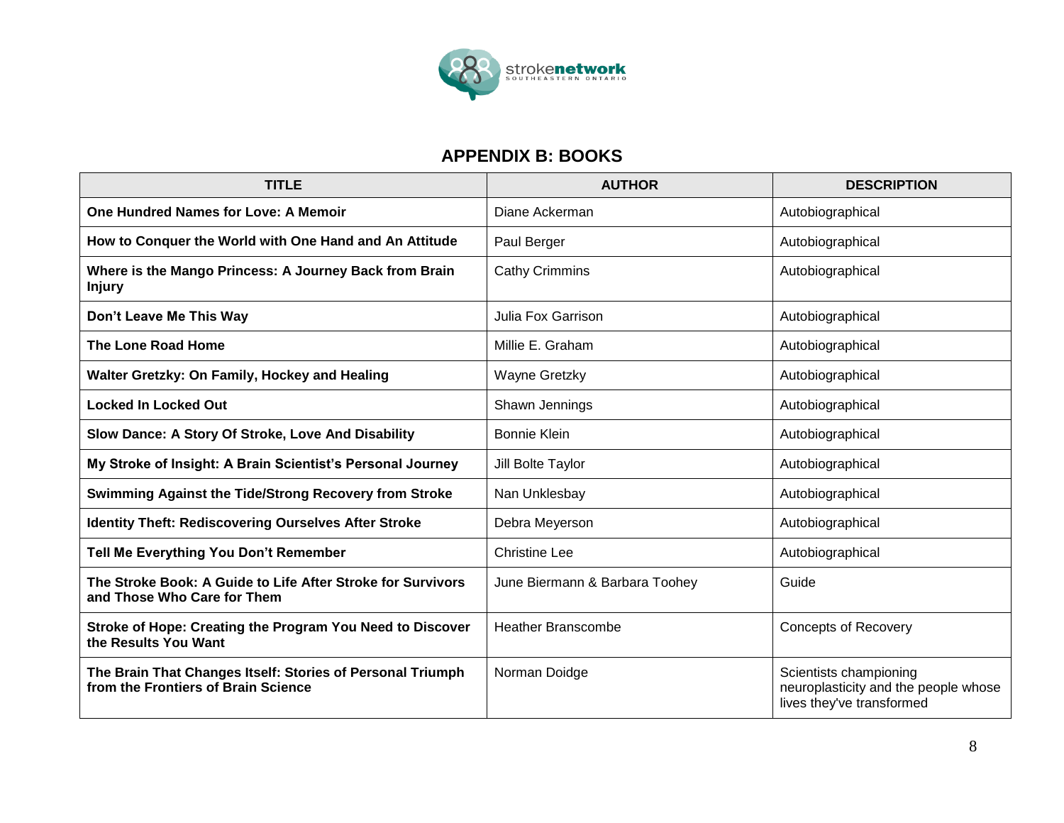## APPENDIX B: BOOKS

| TITLE | AUTHOR | DESCRIPTION |
|---|---|---|
| **One Hundred Names for Love: A Memoir** | Diane Ackerman | Autobiographical |
| **How to Conquer the World with One Hand and An Attitude** | Paul Berger | Autobiographical |
| **Where is the Mango Princess: A Journey Back from Brain Injury** | Cathy Crimmins | Autobiographical |
| **Don't Leave Me This Way** | Julia Fox Garrison | Autobiographical |
| **The Lone Road Home** | Millie E. Graham | Autobiographical |
| **Walter Gretzky: On Family, Hockey and Healing** | Wayne Gretzky | Autobiographical |
| **Locked In Locked Out** | Shawn Jennings | Autobiographical |
| **Slow Dance: A Story Of Stroke, Love And Disability** | Bonnie Klein | Autobiographical |
| **My Stroke of Insight: A Brain Scientist's Personal Journey** | Jill Bolte Taylor | Autobiographical |
| **Swimming Against the Tide/Strong Recovery from Stroke** | Nan Unklesbay | Autobiographical |
| **Identity Theft: Rediscovering Ourselves After Stroke** | Debra Meyerson | Autobiographical |
| **Tell Me Everything You Don't Remember** | Christine Lee | Autobiographical |
| **The Stroke Book: A Guide to Life After Stroke for Survivors and Those Who Care for Them** | June Biermann & Barbara Toohey | Guide |
| **Stroke of Hope: Creating the Program You Need to Discover the Results You Want** | Heather Branscombe | Concepts of Recovery |
| **The Brain That Changes Itself: Stories of Personal Triumph from the Frontiers of Brain Science** | Norman Doidge | Scientists championing neuroplasticity and the people whose lives they've transformed |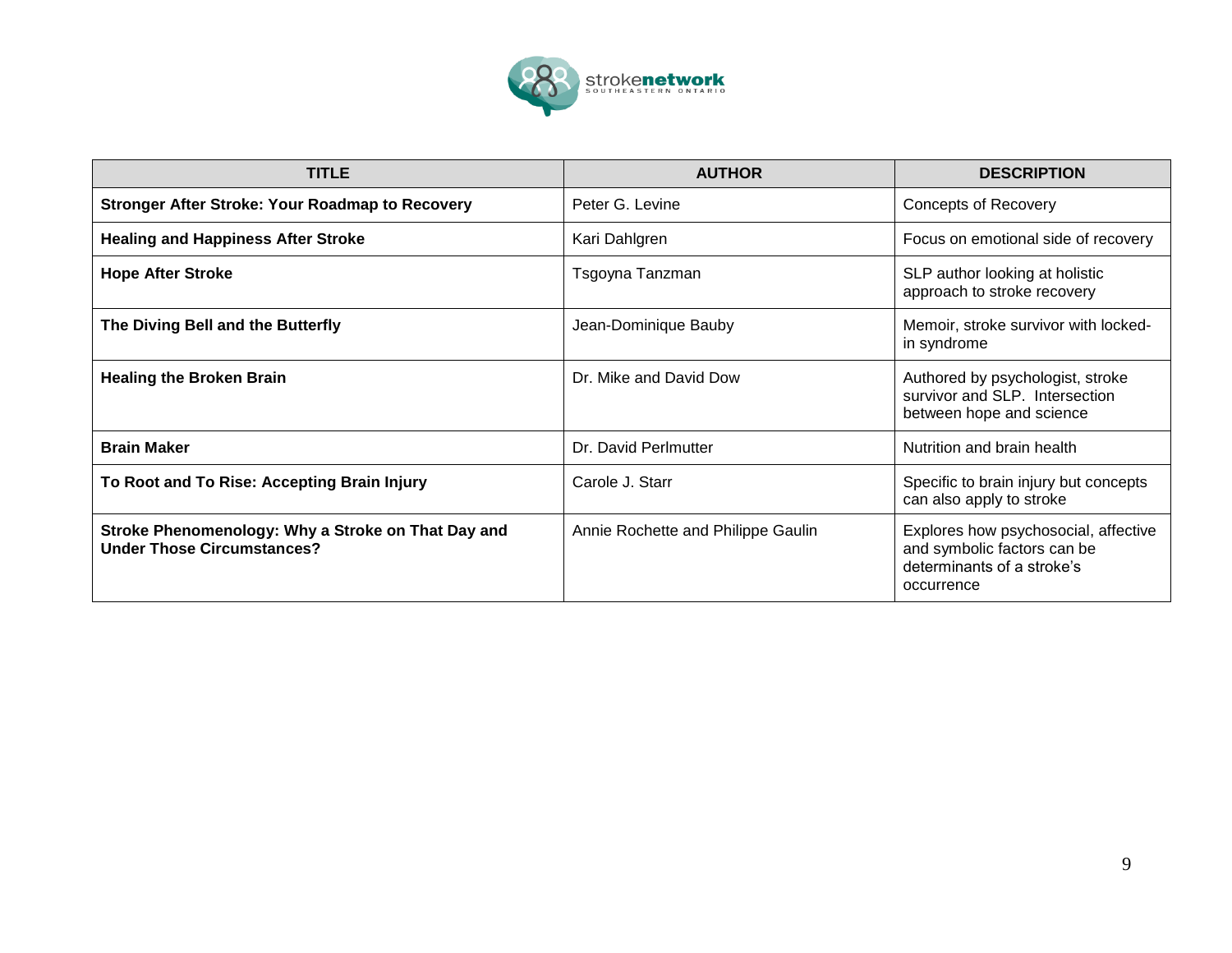| TITLE | AUTHOR | DESCRIPTION |
|---|---|---|
| **Stronger After Stroke: Your Roadmap to Recovery** | Peter G. Levine | Concepts of Recovery |
| **Healing and Happiness After Stroke** | Kari Dahlgren | Focus on emotional side of recovery |
| **Hope After Stroke** | Tsgoyna Tanzman | SLP author looking at holistic approach to stroke recovery |
| **The Diving Bell and the Butterfly** | Jean-Dominique Bauby | Memoir, stroke survivor with locked-in syndrome |
| **Healing the Broken Brain** | Dr. Mike and David Dow | Authored by psychologist, stroke survivor and SLP. Intersection between hope and science |
| **Brain Maker** | Dr. David Perlmutter | Nutrition and brain health |
| **To Root and To Rise: Accepting Brain Injury** | Carole J. Starr | Specific to brain injury but concepts can also apply to stroke |
| **Stroke Phenomenology: Why a Stroke on That Day and Under Those Circumstances?** | Annie Rochette and Philippe Gaulin | Explores how psychosocial, affective and symbolic factors can be determinants of a stroke's occurrence |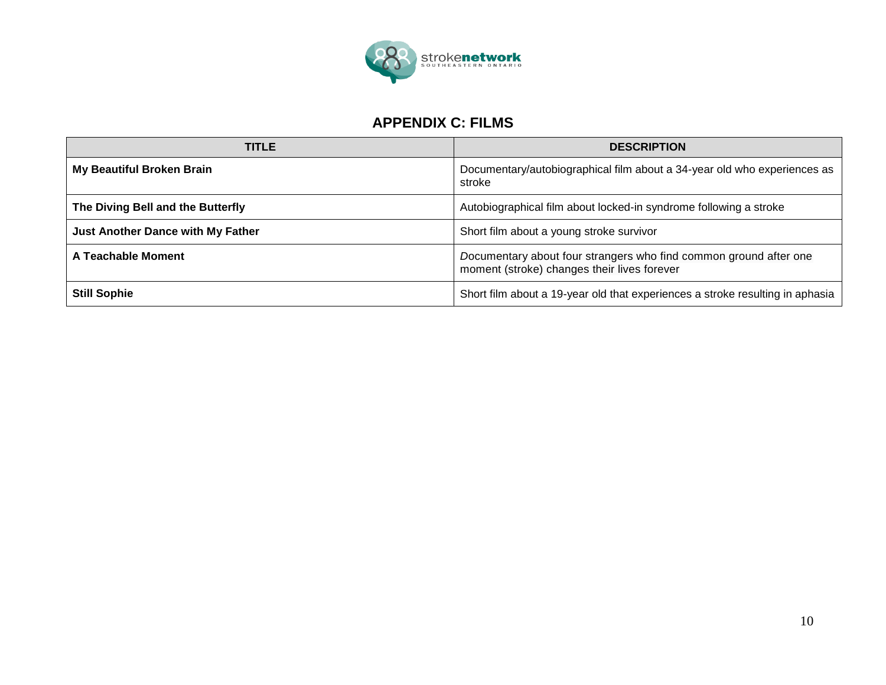## APPENDIX C: FILMS

| TITLE | DESCRIPTION |
| --- | --- |
| **My Beautiful Broken Brain** | Documentary/autobiographical film about a 34-year old who experiences as stroke |
| **The Diving Bell and the Butterfly** | Autobiographical film about locked-in syndrome following a stroke |
| **Just Another Dance with My Father** | Short film about a young stroke survivor |
| **A Teachable Moment** | Documentary about four strangers who find common ground after one moment (stroke) changes their lives forever |
| **Still Sophie** | Short film about a 19-year old that experiences a stroke resulting in aphasia |